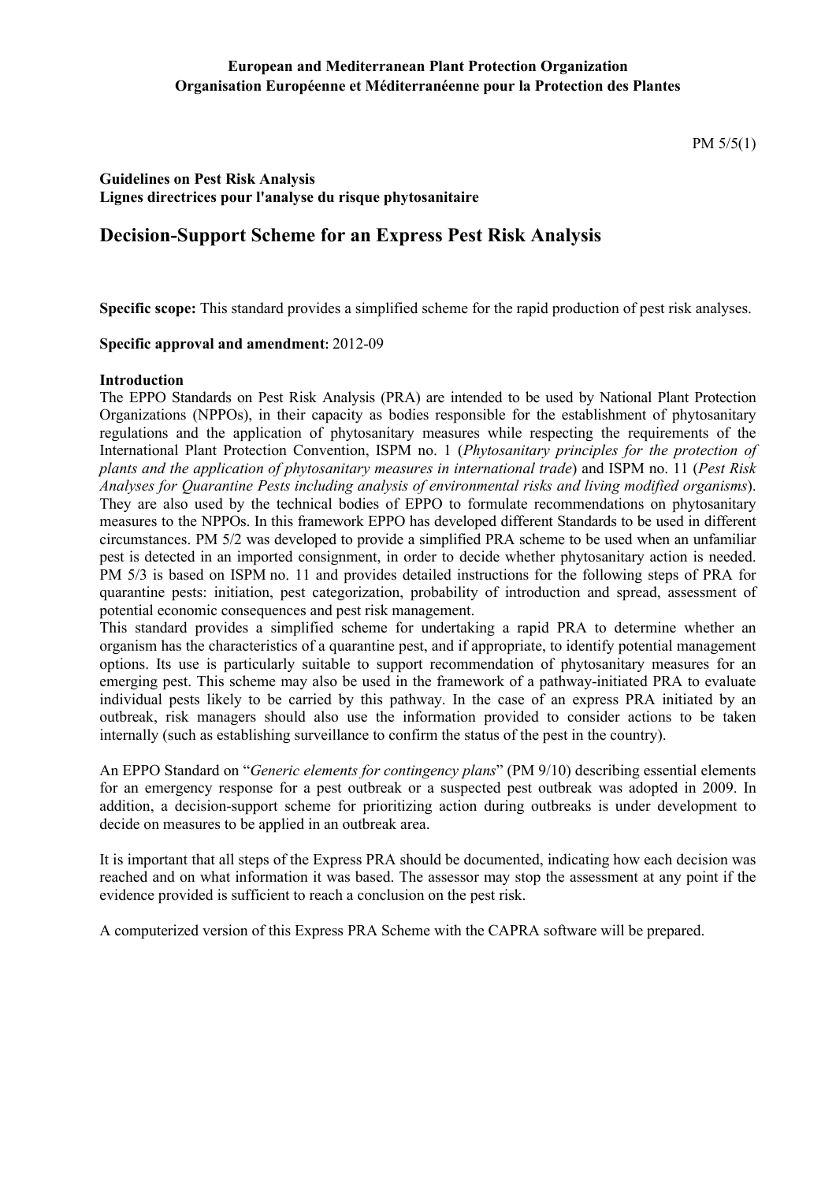**European and Mediterranean Plant Protection Organization**
**Organisation Européenne et Méditerranéenne pour la Protection des Plantes**

PM 5/5(1)

**Guidelines on Pest Risk Analysis**
**Lignes directrices pour l'analyse du risque phytosanitaire**

# Decision-Support Scheme for an Express Pest Risk Analysis

**Specific scope:** This standard provides a simplified scheme for the rapid production of pest risk analyses.

**Specific approval and amendment**: 2012-09

**Introduction**

The EPPO Standards on Pest Risk Analysis (PRA) are intended to be used by National Plant Protection Organizations (NPPOs), in their capacity as bodies responsible for the establishment of phytosanitary regulations and the application of phytosanitary measures while respecting the requirements of the International Plant Protection Convention, ISPM no. 1 (*Phytosanitary principles for the protection of plants and the application of phytosanitary measures in international trade*) and ISPM no. 11 (*Pest Risk Analyses for Quarantine Pests including analysis of environmental risks and living modified organisms*). They are also used by the technical bodies of EPPO to formulate recommendations on phytosanitary measures to the NPPOs. In this framework EPPO has developed different Standards to be used in different circumstances. PM 5/2 was developed to provide a simplified PRA scheme to be used when an unfamiliar pest is detected in an imported consignment, in order to decide whether phytosanitary action is needed. PM 5/3 is based on ISPM no. 11 and provides detailed instructions for the following steps of PRA for quarantine pests: initiation, pest categorization, probability of introduction and spread, assessment of potential economic consequences and pest risk management.

This standard provides a simplified scheme for undertaking a rapid PRA to determine whether an organism has the characteristics of a quarantine pest, and if appropriate, to identify potential management options. Its use is particularly suitable to support recommendation of phytosanitary measures for an emerging pest. This scheme may also be used in the framework of a pathway-initiated PRA to evaluate individual pests likely to be carried by this pathway. In the case of an express PRA initiated by an outbreak, risk managers should also use the information provided to consider actions to be taken internally (such as establishing surveillance to confirm the status of the pest in the country).

An EPPO Standard on "*Generic elements for contingency plans*" (PM 9/10) describing essential elements for an emergency response for a pest outbreak or a suspected pest outbreak was adopted in 2009. In addition, a decision-support scheme for prioritizing action during outbreaks is under development to decide on measures to be applied in an outbreak area.

It is important that all steps of the Express PRA should be documented, indicating how each decision was reached and on what information it was based. The assessor may stop the assessment at any point if the evidence provided is sufficient to reach a conclusion on the pest risk.

A computerized version of this Express PRA Scheme with the CAPRA software will be prepared.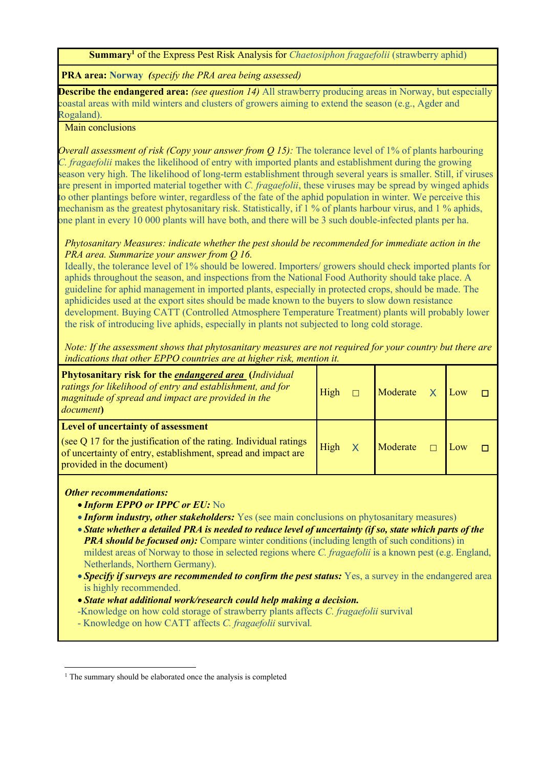**Summary**[1] of the Express Pest Risk Analysis for *Chaetosiphon fragaefolii* (strawberry aphid)

**PRA area: Norway** *(specify the PRA area being assessed)*

**Describe the endangered area:** *(see question 14)* All strawberry producing areas in Norway, but especially coastal areas with mild winters and clusters of growers aiming to extend the season (e.g., Agder and Rogaland).

Main conclusions

*Overall assessment of risk (Copy your answer from Q 15):* The tolerance level of 1% of plants harbouring *C. fragaefolii* makes the likelihood of entry with imported plants and establishment during the growing season very high. The likelihood of long-term establishment through several years is smaller. Still, if viruses are present in imported material together with *C. fragaefolii*, these viruses may be spread by winged aphids to other plantings before winter, regardless of the fate of the aphid population in winter. We perceive this mechanism as the greatest phytosanitary risk. Statistically, if 1 % of plants harbour virus, and 1 % aphids, one plant in every 10 000 plants will have both, and there will be 3 such double-infected plants per ha.

*Phytosanitary Measures: indicate whether the pest should be recommended for immediate action in the PRA area. Summarize your answer from Q 16.*

Ideally, the tolerance level of 1% should be lowered. Importers/ growers should check imported plants for aphids throughout the season, and inspections from the National Food Authority should take place. A guideline for aphid management in imported plants, especially in protected crops, should be made. The aphidicides used at the export sites should be made known to the buyers to slow down resistance development. Buying CATT (Controlled Atmosphere Temperature Treatment) plants will probably lower the risk of introducing live aphids, especially in plants not subjected to long cold storage.

*Note: If the assessment shows that phytosanitary measures are not required for your country but there are indications that other EPPO countries are at higher risk, mention it.*

| | | | |
|---|---|---|---|
| **Phytosanitary risk for the *endangered area*** (*Individual ratings for likelihood of entry and establishment, and for magnitude of spread and impact are provided in the document*) | High ☐ | Moderate X | Low ☐ |
| **Level of uncertainty of assessment** (see Q 17 for the justification of the rating. Individual ratings of uncertainty of entry, establishment, spread and impact are provided in the document) | High X | Moderate ☐ | Low ☐ |

***Other recommendations:***

- ***Inform EPPO or IPPC or EU:*** No
- ***Inform industry, other stakeholders:*** Yes (see main conclusions on phytosanitary measures)
- ***State whether a detailed PRA is needed to reduce level of uncertainty (if so, state which parts of the PRA should be focused on):*** Compare winter conditions (including length of such conditions) in mildest areas of Norway to those in selected regions where *C. fragaefolii* is a known pest (e.g. England, Netherlands, Northern Germany).
- ***Specify if surveys are recommended to confirm the pest status:*** Yes, a survey in the endangered area is highly recommended.
- ***State what additional work/research could help making a decision.***

-Knowledge on how cold storage of strawberry plants affects *C. fragaefolii* survival

- Knowledge on how CATT affects *C. fragaefolii* survival.

[1] The summary should be elaborated once the analysis is completed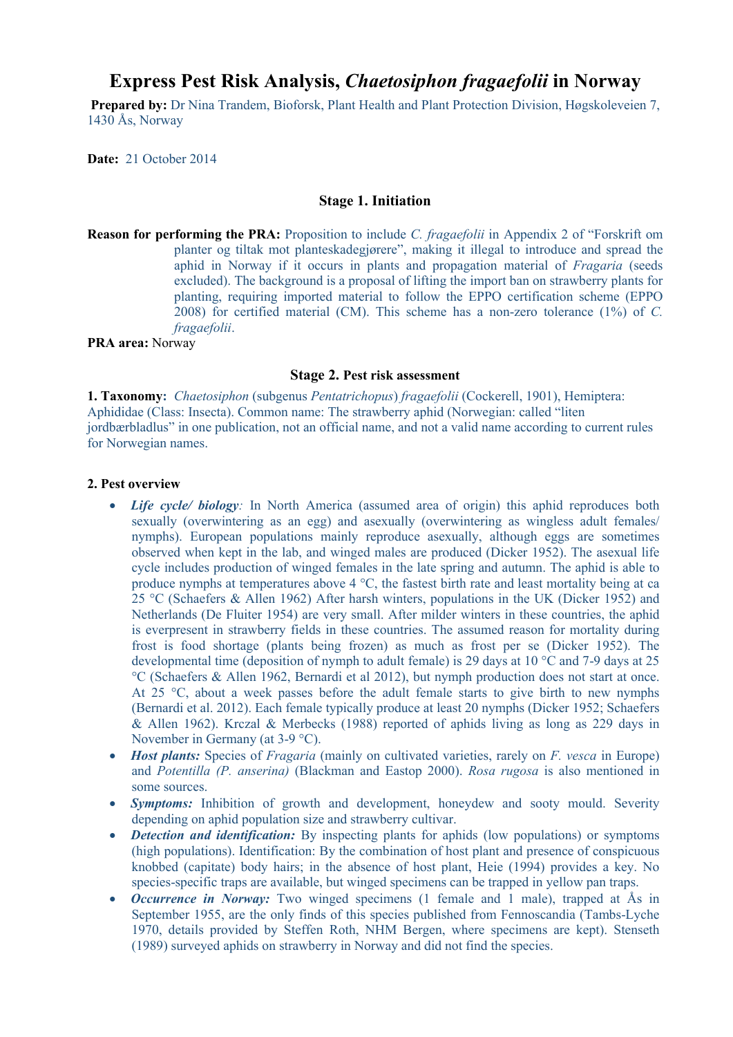# Express Pest Risk Analysis, *Chaetosiphon fragaefolii* in Norway

**Prepared by:** Dr Nina Trandem, Bioforsk, Plant Health and Plant Protection Division, Høgskoleveien 7, 1430 Ås, Norway

**Date:** 21 October 2014

## Stage 1. Initiation

**Reason for performing the PRA:** Proposition to include *C. fragaefolii* in Appendix 2 of "Forskrift om planter og tiltak mot planteskadegjørere", making it illegal to introduce and spread the aphid in Norway if it occurs in plants and propagation material of *Fragaria* (seeds excluded). The background is a proposal of lifting the import ban on strawberry plants for planting, requiring imported material to follow the EPPO certification scheme (EPPO 2008) for certified material (CM). This scheme has a non-zero tolerance (1%) of *C. fragaefolii*.

**PRA area:** Norway

## Stage 2. Pest risk assessment

**1. Taxonomy:** *Chaetosiphon* (subgenus *Pentatrichopus*) *fragaefolii* (Cockerell, 1901), Hemiptera: Aphididae (Class: Insecta). Common name: The strawberry aphid (Norwegian: called "liten jordbærbladlus" in one publication, not an official name, and not a valid name according to current rules for Norwegian names.

**2. Pest overview**

- ***Life cycle/ biology:*** In North America (assumed area of origin) this aphid reproduces both sexually (overwintering as an egg) and asexually (overwintering as wingless adult females/ nymphs). European populations mainly reproduce asexually, although eggs are sometimes observed when kept in the lab, and winged males are produced (Dicker 1952). The asexual life cycle includes production of winged females in the late spring and autumn. The aphid is able to produce nymphs at temperatures above 4 °C, the fastest birth rate and least mortality being at ca 25 °C (Schaefers & Allen 1962) After harsh winters, populations in the UK (Dicker 1952) and Netherlands (De Fluiter 1954) are very small. After milder winters in these countries, the aphid is everpresent in strawberry fields in these countries. The assumed reason for mortality during frost is food shortage (plants being frozen) as much as frost per se (Dicker 1952). The developmental time (deposition of nymph to adult female) is 29 days at 10 °C and 7-9 days at 25 °C (Schaefers & Allen 1962, Bernardi et al 2012), but nymph production does not start at once. At 25 °C, about a week passes before the adult female starts to give birth to new nymphs (Bernardi et al. 2012). Each female typically produce at least 20 nymphs (Dicker 1952; Schaefers & Allen 1962). Krczal & Merbecks (1988) reported of aphids living as long as 229 days in November in Germany (at 3-9 °C).
- ***Host plants:*** Species of *Fragaria* (mainly on cultivated varieties, rarely on *F. vesca* in Europe) and *Potentilla (P. anserina)* (Blackman and Eastop 2000). *Rosa rugosa* is also mentioned in some sources.
- ***Symptoms:*** Inhibition of growth and development, honeydew and sooty mould. Severity depending on aphid population size and strawberry cultivar.
- ***Detection and identification:*** By inspecting plants for aphids (low populations) or symptoms (high populations). Identification: By the combination of host plant and presence of conspicuous knobbed (capitate) body hairs; in the absence of host plant, Heie (1994) provides a key. No species-specific traps are available, but winged specimens can be trapped in yellow pan traps.
- ***Occurrence in Norway:*** Two winged specimens (1 female and 1 male), trapped at Ås in September 1955, are the only finds of this species published from Fennoscandia (Tambs-Lyche 1970, details provided by Steffen Roth, NHM Bergen, where specimens are kept). Stenseth (1989) surveyed aphids on strawberry in Norway and did not find the species.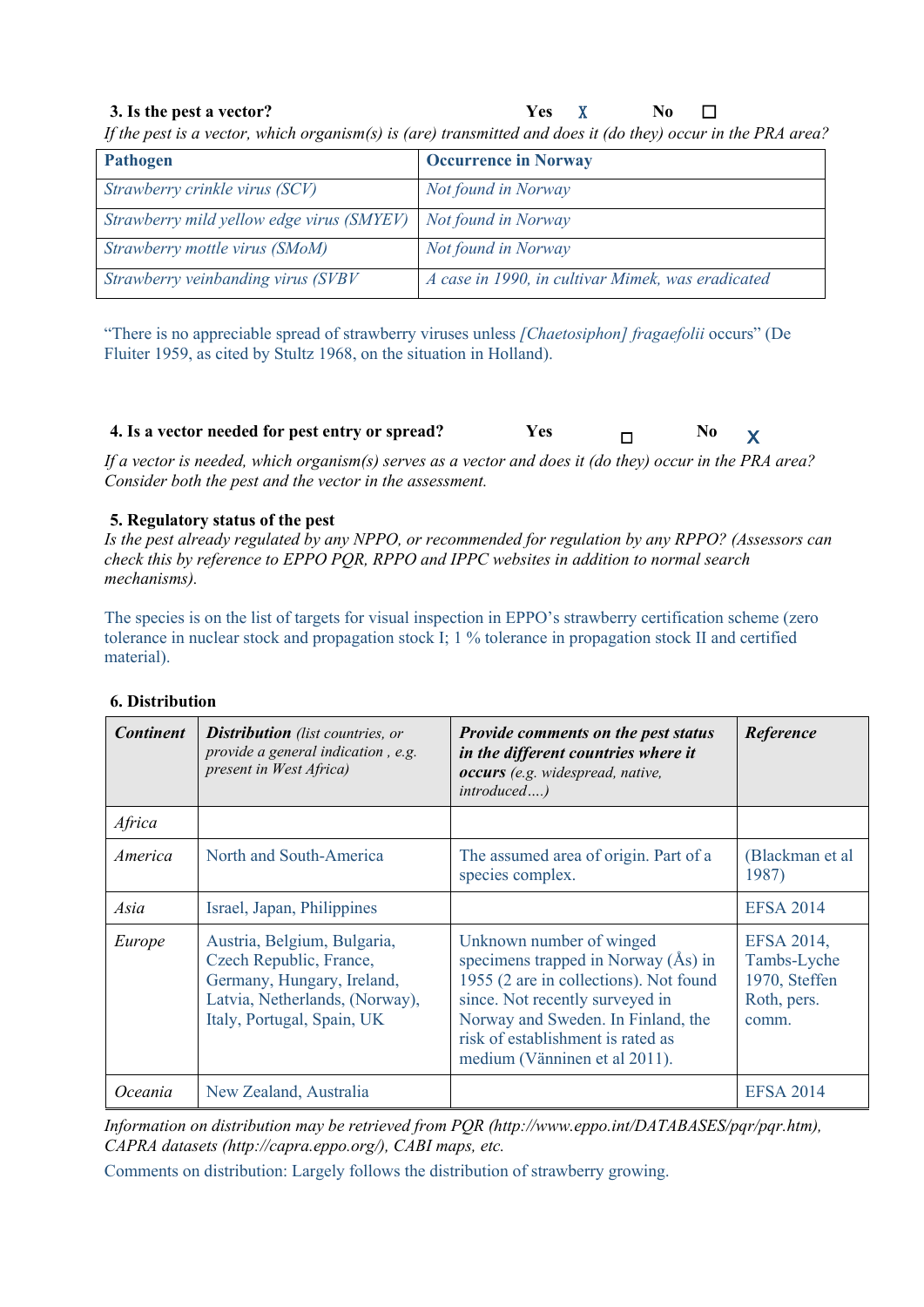**3. Is the pest a vector?** Yes X No ☐

*If the pest is a vector, which organism(s) is (are) transmitted and does it (do they) occur in the PRA area?*

| Pathogen | Occurrence in Norway |
| --- | --- |
| *Strawberry crinkle virus (SCV)* | *Not found in Norway* |
| *Strawberry mild yellow edge virus (SMYEV)* | *Not found in Norway* |
| *Strawberry mottle virus (SMoM)* | *Not found in Norway* |
| *Strawberry veinbanding virus (SVBV* | *A case in 1990, in cultivar Mimek, was eradicated* |

"There is no appreciable spread of strawberry viruses unless *[Chaetosiphon] fragaefolii* occurs" (De Fluiter 1959, as cited by Stultz 1968, on the situation in Holland).

**4. Is a vector needed for pest entry or spread?** Yes ☐ No X

*If a vector is needed, which organism(s) serves as a vector and does it (do they) occur in the PRA area? Consider both the pest and the vector in the assessment.*

**5. Regulatory status of the pest**

*Is the pest already regulated by any NPPO, or recommended for regulation by any RPPO? (Assessors can check this by reference to EPPO PQR, RPPO and IPPC websites in addition to normal search mechanisms).*

The species is on the list of targets for visual inspection in EPPO's strawberry certification scheme (zero tolerance in nuclear stock and propagation stock I; 1 % tolerance in propagation stock II and certified material).

**6. Distribution**

| *Continent* | ***Distribution*** *(list countries, or provide a general indication , e.g. present in West Africa)* | ***Provide comments on the pest status in the different countries where it occurs*** *(e.g. widespread, native, introduced….)* | ***Reference*** |
| --- | --- | --- | --- |
| *Africa* | | | |
| *America* | North and South-America | The assumed area of origin. Part of a species complex. | (Blackman et al 1987) |
| *Asia* | Israel, Japan, Philippines | | EFSA 2014 |
| *Europe* | Austria, Belgium, Bulgaria, Czech Republic, France, Germany, Hungary, Ireland, Latvia, Netherlands, (Norway), Italy, Portugal, Spain, UK | Unknown number of winged specimens trapped in Norway (Ås) in 1955 (2 are in collections). Not found since. Not recently surveyed in Norway and Sweden. In Finland, the risk of establishment is rated as medium (Vänninen et al 2011). | EFSA 2014, Tambs-Lyche 1970, Steffen Roth, pers. comm. |
| *Oceania* | New Zealand, Australia | | EFSA 2014 |

*Information on distribution may be retrieved from PQR (http://www.eppo.int/DATABASES/pqr/pqr.htm), CAPRA datasets (http://capra.eppo.org/), CABI maps, etc.*

Comments on distribution: Largely follows the distribution of strawberry growing.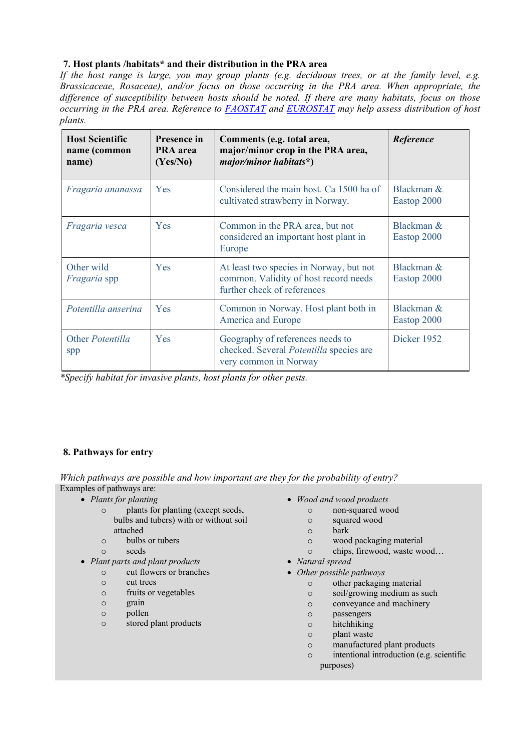### 7. Host plants /habitats* and their distribution in the PRA area

*If the host range is large, you may group plants (e.g. deciduous trees, or at the family level, e.g. Brassicaceae, Rosaceae), and/or focus on those occurring in the PRA area. When appropriate, the difference of susceptibility between hosts should be noted. If there are many habitats, focus on those occurring in the PRA area. Reference to [FAOSTAT]() and [EUROSTAT]() may help assess distribution of host plants.*

| **Host Scientific name (common name)** | **Presence in PRA area (Yes/No)** | **Comments (e.g. total area, major/minor crop in the PRA area, *major/minor habitats**)** | ***Reference*** |
|---|---|---|---|
| *Fragaria ananassa* | Yes | Considered the main host. Ca 1500 ha of cultivated strawberry in Norway. | Blackman & Eastop 2000 |
| *Fragaria vesca* | Yes | Common in the PRA area, but not considered an important host plant in Europe | Blackman & Eastop 2000 |
| Other wild *Fragaria* spp | Yes | At least two species in Norway, but not common. Validity of host record needs further check of references | Blackman & Eastop 2000 |
| *Potentilla anserina* | Yes | Common in Norway. Host plant both in America and Europe | Blackman & Eastop 2000 |
| Other *Potentilla* spp | Yes | Geography of references needs to checked. Several *Potentilla* species are very common in Norway | Dicker 1952 |

**Specify habitat for invasive plants, host plants for other pests.*

### 8. Pathways for entry

*Which pathways are possible and how important are they for the probability of entry?*

Examples of pathways are:

- *Plants for planting*
  - plants for planting (except seeds, bulbs and tubers) with or without soil attached
  - bulbs or tubers
  - seeds
- *Plant parts and plant products*
  - cut flowers or branches
  - cut trees
  - fruits or vegetables
  - grain
  - pollen
  - stored plant products
- *Wood and wood products*
  - non-squared wood
  - squared wood
  - bark
  - wood packaging material
  - chips, firewood, waste wood…
- *Natural spread*
- *Other possible pathways*
  - other packaging material
  - soil/growing medium as such
  - conveyance and machinery
  - passengers
  - hitchhiking
  - plant waste
  - manufactured plant products
  - intentional introduction (e.g. scientific purposes)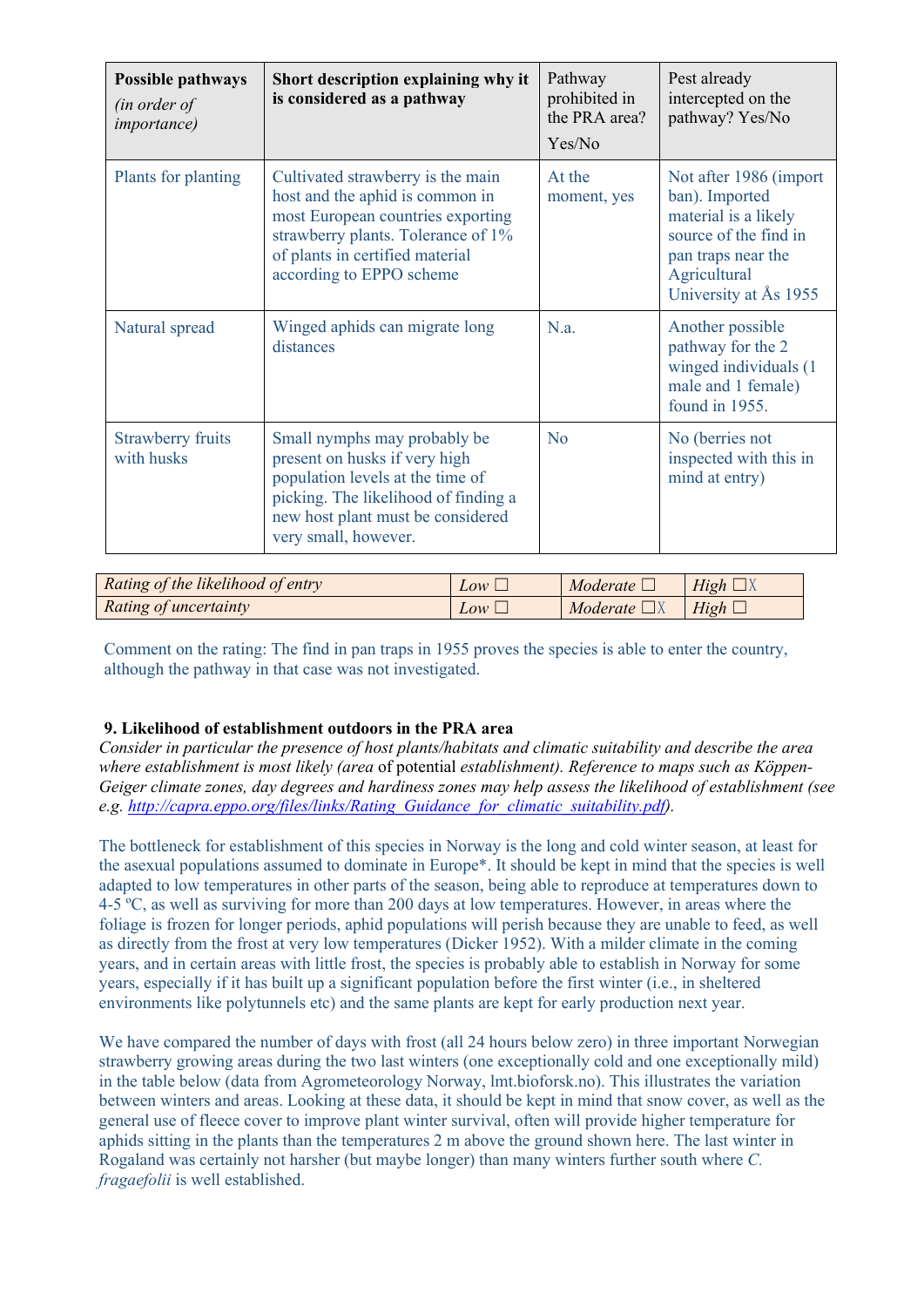| **Possible pathways** *(in order of importance)* | **Short description explaining why it is considered as a pathway** | Pathway prohibited in the PRA area? Yes/No | Pest already intercepted on the pathway? Yes/No |
|---|---|---|---|
| Plants for planting | Cultivated strawberry is the main host and the aphid is common in most European countries exporting strawberry plants. Tolerance of 1% of plants in certified material according to EPPO scheme | At the moment, yes | Not after 1986 (import ban). Imported material is a likely source of the find in pan traps near the Agricultural University at Ås 1955 |
| Natural spread | Winged aphids can migrate long distances | N.a. | Another possible pathway for the 2 winged individuals (1 male and 1 female) found in 1955. |
| Strawberry fruits with husks | Small nymphs may probably be present on husks if very high population levels at the time of picking. The likelihood of finding a new host plant must be considered very small, however. | No | No (berries not inspected with this in mind at entry) |

| | | | |
|---|---|---|---|
| *Rating of the likelihood of entry* | *Low* ☐ | *Moderate* ☐ | *High* ☐X |
| *Rating of uncertainty* | *Low* ☐ | *Moderate* ☐X | *High* ☐ |

Comment on the rating: The find in pan traps in 1955 proves the species is able to enter the country, although the pathway in that case was not investigated.

**9. Likelihood of establishment outdoors in the PRA area**

*Consider in particular the presence of host plants/habitats and climatic suitability and describe the area where establishment is most likely (area* of potential *establishment). Reference to maps such as Köppen-Geiger climate zones, day degrees and hardiness zones may help assess the likelihood of establishment (see e.g.* *http://capra.eppo.org/files/links/Rating_Guidance_for_climatic_suitability.pdf*).

The bottleneck for establishment of this species in Norway is the long and cold winter season, at least for the asexual populations assumed to dominate in Europe*. It should be kept in mind that the species is well adapted to low temperatures in other parts of the season, being able to reproduce at temperatures down to 4-5 ºC, as well as surviving for more than 200 days at low temperatures. However, in areas where the foliage is frozen for longer periods, aphid populations will perish because they are unable to feed, as well as directly from the frost at very low temperatures (Dicker 1952). With a milder climate in the coming years, and in certain areas with little frost, the species is probably able to establish in Norway for some years, especially if it has built up a significant population before the first winter (i.e., in sheltered environments like polytunnels etc) and the same plants are kept for early production next year.

We have compared the number of days with frost (all 24 hours below zero) in three important Norwegian strawberry growing areas during the two last winters (one exceptionally cold and one exceptionally mild) in the table below (data from Agrometeorology Norway, lmt.bioforsk.no). This illustrates the variation between winters and areas. Looking at these data, it should be kept in mind that snow cover, as well as the general use of fleece cover to improve plant winter survival, often will provide higher temperature for aphids sitting in the plants than the temperatures 2 m above the ground shown here. The last winter in Rogaland was certainly not harsher (but maybe longer) than many winters further south where *C. fragaefolii* is well established.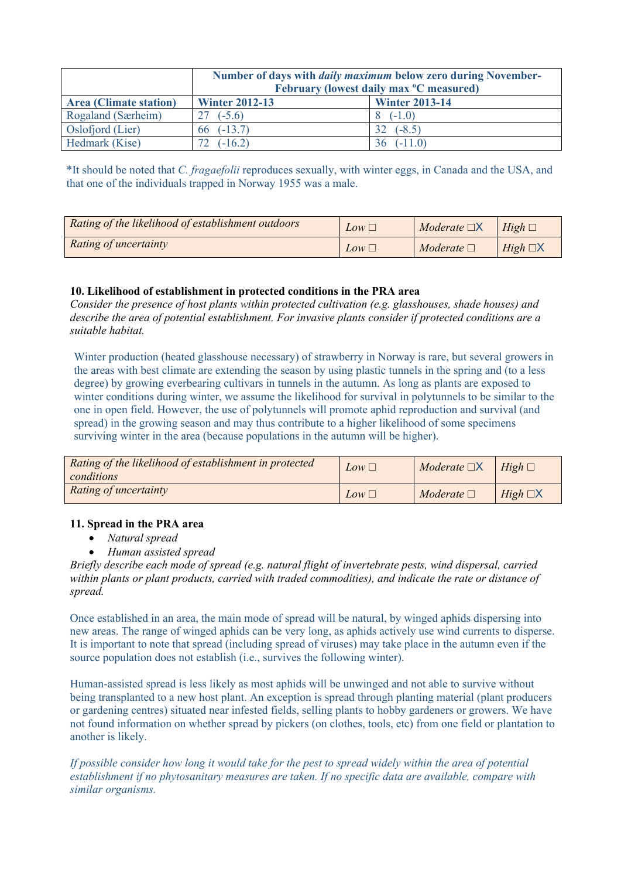| | Number of days with *daily maximum* below zero during November-February (lowest daily max °C measured) | |
|---|---|---|
| **Area (Climate station)** | **Winter 2012-13** | **Winter 2013-14** |
| Rogaland (Særheim) | 27 (-5.6) | 8 (-1.0) |
| Oslofjord (Lier) | 66 (-13.7) | 32 (-8.5) |
| Hedmark (Kise) | 72 (-16.2) | 36 (-11.0) |

*It should be noted that *C. fragaefolii* reproduces sexually, with winter eggs, in Canada and the USA, and that one of the individuals trapped in Norway 1955 was a male.

| *Rating of the likelihood of establishment outdoors* | *Low* ☐ | *Moderate* ☐X | *High* ☐ |
|---|---|---|---|
| *Rating of uncertainty* | *Low* ☐ | *Moderate* ☐ | *High* ☐X |

**10. Likelihood of establishment in protected conditions in the PRA area**

*Consider the presence of host plants within protected cultivation (e.g. glasshouses, shade houses) and describe the area of potential establishment. For invasive plants consider if protected conditions are a suitable habitat.*

Winter production (heated glasshouse necessary) of strawberry in Norway is rare, but several growers in the areas with best climate are extending the season by using plastic tunnels in the spring and (to a less degree) by growing everbearing cultivars in tunnels in the autumn. As long as plants are exposed to winter conditions during winter, we assume the likelihood for survival in polytunnels to be similar to the one in open field. However, the use of polytunnels will promote aphid reproduction and survival (and spread) in the growing season and may thus contribute to a higher likelihood of some specimens surviving winter in the area (because populations in the autumn will be higher).

| *Rating of the likelihood of establishment in protected conditions* | *Low* ☐ | *Moderate* ☐X | *High* ☐ |
|---|---|---|---|
| *Rating of uncertainty* | *Low* ☐ | *Moderate* ☐ | *High* ☐X |

**11. Spread in the PRA area**

- *Natural spread*
- *Human assisted spread*

*Briefly describe each mode of spread (e.g. natural flight of invertebrate pests, wind dispersal, carried within plants or plant products, carried with traded commodities), and indicate the rate or distance of spread.*

Once established in an area, the main mode of spread will be natural, by winged aphids dispersing into new areas. The range of winged aphids can be very long, as aphids actively use wind currents to disperse. It is important to note that spread (including spread of viruses) may take place in the autumn even if the source population does not establish (i.e., survives the following winter).

Human-assisted spread is less likely as most aphids will be unwinged and not able to survive without being transplanted to a new host plant. An exception is spread through planting material (plant producers or gardening centres) situated near infested fields, selling plants to hobby gardeners or growers. We have not found information on whether spread by pickers (on clothes, tools, etc) from one field or plantation to another is likely.

*If possible consider how long it would take for the pest to spread widely within the area of potential establishment if no phytosanitary measures are taken. If no specific data are available, compare with similar organisms.*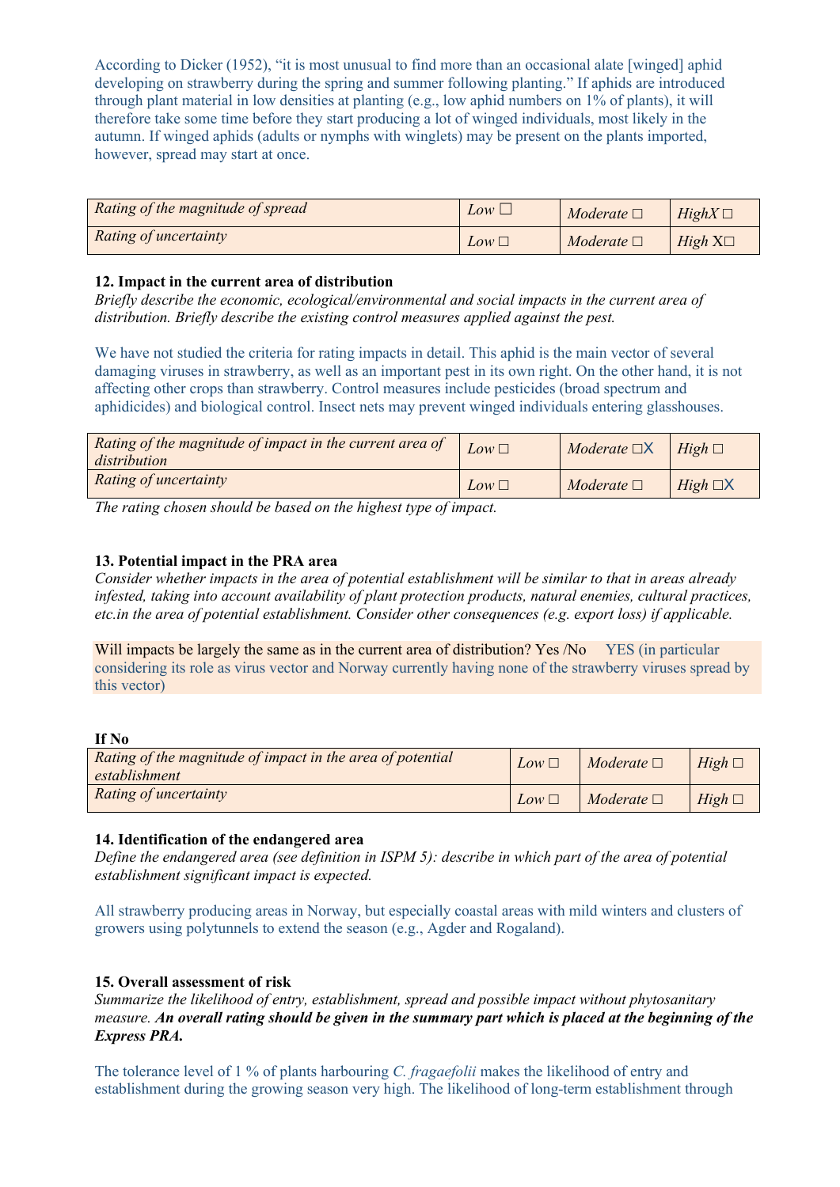According to Dicker (1952), "it is most unusual to find more than an occasional alate [winged] aphid developing on strawberry during the spring and summer following planting." If aphids are introduced through plant material in low densities at planting (e.g., low aphid numbers on 1% of plants), it will therefore take some time before they start producing a lot of winged individuals, most likely in the autumn. If winged aphids (adults or nymphs with winglets) may be present on the plants imported, however, spread may start at once.

| *Rating of the magnitude of spread* | *Low* ☐ | *Moderate* ☐ | *HighX* ☐ |
|---|---|---|---|
| *Rating of uncertainty* | *Low* ☐ | *Moderate* ☐ | *High* X☐ |

**12. Impact in the current area of distribution**

*Briefly describe the economic, ecological/environmental and social impacts in the current area of distribution. Briefly describe the existing control measures applied against the pest.*

We have not studied the criteria for rating impacts in detail. This aphid is the main vector of several damaging viruses in strawberry, as well as an important pest in its own right. On the other hand, it is not affecting other crops than strawberry. Control measures include pesticides (broad spectrum and aphidicides) and biological control. Insect nets may prevent winged individuals entering glasshouses.

| *Rating of the magnitude of impact in the current area of distribution* | *Low* ☐ | *Moderate* ☐X | *High* ☐ |
|---|---|---|---|
| *Rating of uncertainty* | *Low* ☐ | *Moderate* ☐ | *High* ☐X |

*The rating chosen should be based on the highest type of impact.*

**13. Potential impact in the PRA area**

*Consider whether impacts in the area of potential establishment will be similar to that in areas already infested, taking into account availability of plant protection products, natural enemies, cultural practices, etc.in the area of potential establishment. Consider other consequences (e.g. export loss) if applicable.*

Will impacts be largely the same as in the current area of distribution? Yes /No YES (in particular considering its role as virus vector and Norway currently having none of the strawberry viruses spread by this vector)

**If No**

| *Rating of the magnitude of impact in the area of potential establishment* | *Low* ☐ | *Moderate* ☐ | *High* ☐ |
|---|---|---|---|
| *Rating of uncertainty* | *Low* ☐ | *Moderate* ☐ | *High* ☐ |

**14. Identification of the endangered area**

*Define the endangered area (see definition in ISPM 5): describe in which part of the area of potential establishment significant impact is expected.*

All strawberry producing areas in Norway, but especially coastal areas with mild winters and clusters of growers using polytunnels to extend the season (e.g., Agder and Rogaland).

**15. Overall assessment of risk**

*Summarize the likelihood of entry, establishment, spread and possible impact without phytosanitary measure.* ***An overall rating should be given in the summary part which is placed at the beginning of the Express PRA.***

The tolerance level of 1 % of plants harbouring *C. fragaefolii* makes the likelihood of entry and establishment during the growing season very high. The likelihood of long-term establishment through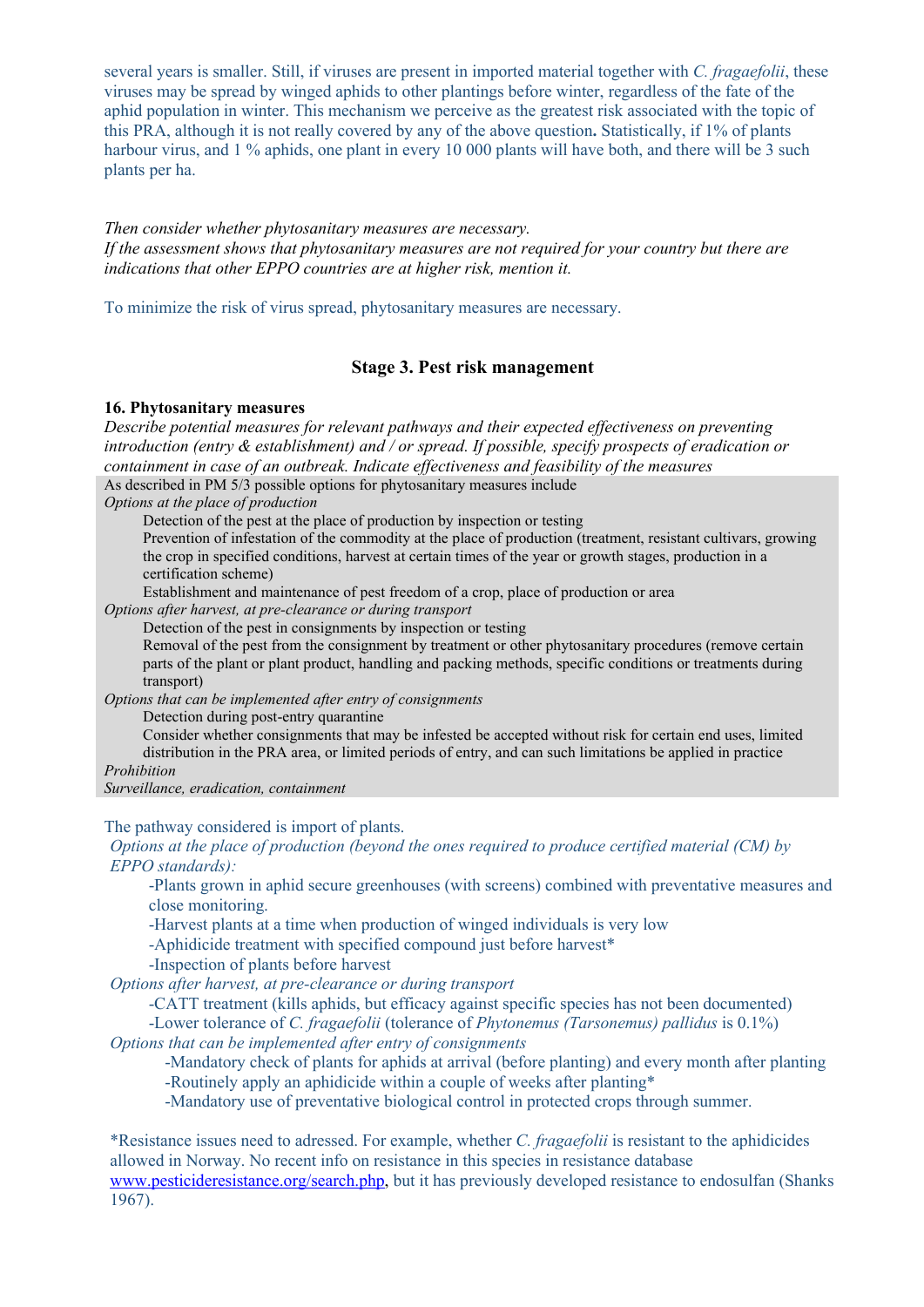several years is smaller. Still, if viruses are present in imported material together with *C. fragaefolii*, these viruses may be spread by winged aphids to other plantings before winter, regardless of the fate of the aphid population in winter. This mechanism we perceive as the greatest risk associated with the topic of this PRA, although it is not really covered by any of the above question**.** Statistically, if 1% of plants harbour virus, and 1 % aphids, one plant in every 10 000 plants will have both, and there will be 3 such plants per ha.

*Then consider whether phytosanitary measures are necessary.*
*If the assessment shows that phytosanitary measures are not required for your country but there are indications that other EPPO countries are at higher risk, mention it.*

To minimize the risk of virus spread, phytosanitary measures are necessary.

## Stage 3. Pest risk management

### 16. Phytosanitary measures

*Describe potential measures for relevant pathways and their expected effectiveness on preventing introduction (entry & establishment) and / or spread. If possible, specify prospects of eradication or containment in case of an outbreak. Indicate effectiveness and feasibility of the measures*

As described in PM 5/3 possible options for phytosanitary measures include

*Options at the place of production*

- Detection of the pest at the place of production by inspection or testing
- Prevention of infestation of the commodity at the place of production (treatment, resistant cultivars, growing the crop in specified conditions, harvest at certain times of the year or growth stages, production in a certification scheme)
- Establishment and maintenance of pest freedom of a crop, place of production or area

*Options after harvest, at pre-clearance or during transport*

- Detection of the pest in consignments by inspection or testing
- Removal of the pest from the consignment by treatment or other phytosanitary procedures (remove certain parts of the plant or plant product, handling and packing methods, specific conditions or treatments during transport)

*Options that can be implemented after entry of consignments*

- Detection during post-entry quarantine
- Consider whether consignments that may be infested be accepted without risk for certain end uses, limited distribution in the PRA area, or limited periods of entry, and can such limitations be applied in practice

*Prohibition*

*Surveillance, eradication, containment*

The pathway considered is import of plants.

*Options at the place of production (beyond the ones required to produce certified material (CM) by EPPO standards):*

- -Plants grown in aphid secure greenhouses (with screens) combined with preventative measures and close monitoring.
- -Harvest plants at a time when production of winged individuals is very low
- -Aphidicide treatment with specified compound just before harvest*
- -Inspection of plants before harvest

*Options after harvest, at pre-clearance or during transport*

- -CATT treatment (kills aphids, but efficacy against specific species has not been documented)
- -Lower tolerance of *C. fragaefolii* (tolerance of *Phytonemus (Tarsonemus) pallidus* is 0.1%)

*Options that can be implemented after entry of consignments*

- -Mandatory check of plants for aphids at arrival (before planting) and every month after planting
- -Routinely apply an aphidicide within a couple of weeks after planting*
- -Mandatory use of preventative biological control in protected crops through summer.

*Resistance issues need to adressed. For example, whether *C. fragaefolii* is resistant to the aphidicides allowed in Norway. No recent info on resistance in this species in resistance database www.pesticideresistance.org/search.php, but it has previously developed resistance to endosulfan (Shanks 1967).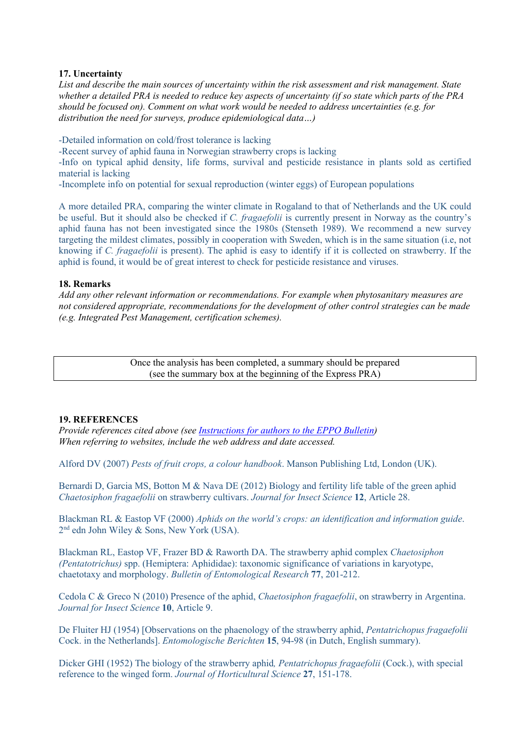**17. Uncertainty**

*List and describe the main sources of uncertainty within the risk assessment and risk management. State whether a detailed PRA is needed to reduce key aspects of uncertainty (if so state which parts of the PRA should be focused on). Comment on what work would be needed to address uncertainties (e.g. for distribution the need for surveys, produce epidemiological data…)*

-Detailed information on cold/frost tolerance is lacking
-Recent survey of aphid fauna in Norwegian strawberry crops is lacking
-Info on typical aphid density, life forms, survival and pesticide resistance in plants sold as certified material is lacking
-Incomplete info on potential for sexual reproduction (winter eggs) of European populations

A more detailed PRA, comparing the winter climate in Rogaland to that of Netherlands and the UK could be useful. But it should also be checked if *C. fragaefolii* is currently present in Norway as the country's aphid fauna has not been investigated since the 1980s (Stenseth 1989). We recommend a new survey targeting the mildest climates, possibly in cooperation with Sweden, which is in the same situation (i.e, not knowing if *C. fragaefolii* is present). The aphid is easy to identify if it is collected on strawberry. If the aphid is found, it would be of great interest to check for pesticide resistance and viruses.

**18. Remarks**

*Add any other relevant information or recommendations. For example when phytosanitary measures are not considered appropriate, recommendations for the development of other control strategies can be made (e.g. Integrated Pest Management, certification schemes).*

| Once the analysis has been completed, a summary should be prepared (see the summary box at the beginning of the Express PRA) |
|---|

**19. REFERENCES**

*Provide references cited above (see Instructions for authors to the EPPO Bulletin)*
*When referring to websites, include the web address and date accessed.*

Alford DV (2007) *Pests of fruit crops, a colour handbook*. Manson Publishing Ltd, London (UK).

Bernardi D, Garcia MS, Botton M & Nava DE (2012) Biology and fertility life table of the green aphid *Chaetosiphon fragaefolii* on strawberry cultivars. *Journal for Insect Science* **12**, Article 28.

Blackman RL & Eastop VF (2000) *Aphids on the world's crops: an identification and information guide*. 2nd edn John Wiley & Sons, New York (USA).

Blackman RL, Eastop VF, Frazer BD & Raworth DA. The strawberry aphid complex *Chaetosiphon (Pentatotrichus)* spp. (Hemiptera: Aphididae): taxonomic significance of variations in karyotype, chaetotaxy and morphology. *Bulletin of Entomological Research* **77**, 201-212.

Cedola C & Greco N (2010) Presence of the aphid, *Chaetosiphon fragaefolii*, on strawberry in Argentina. *Journal for Insect Science* **10**, Article 9.

De Fluiter HJ (1954) [Observations on the phaenology of the strawberry aphid, *Pentatrichopus fragaefolii* Cock. in the Netherlands]. *Entomologische Berichten* **15**, 94-98 (in Dutch, English summary).

Dicker GHI (1952) The biology of the strawberry aphid, *Pentatrichopus fragaefolii* (Cock.), with special reference to the winged form. *Journal of Horticultural Science* **27**, 151-178.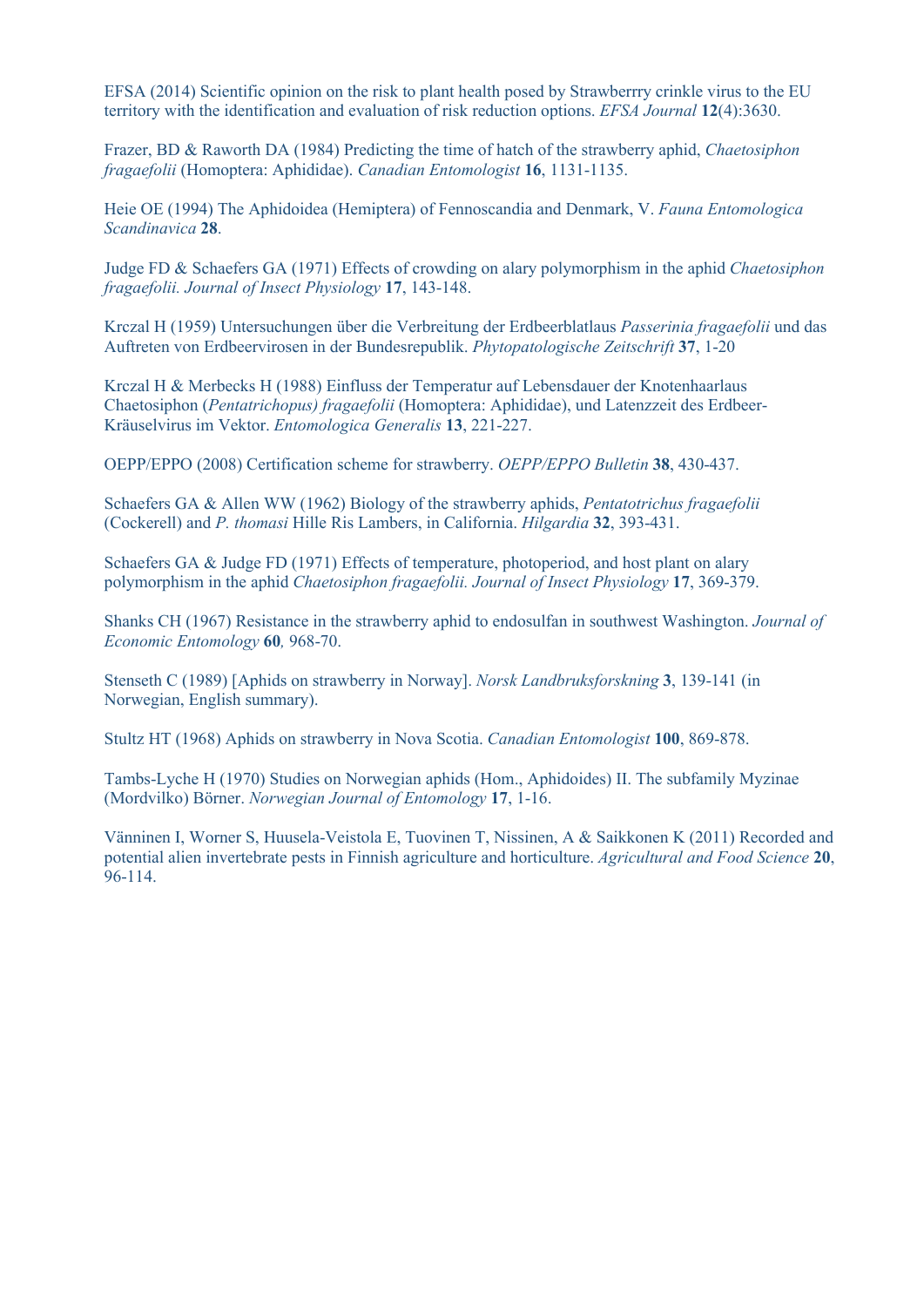EFSA (2014) Scientific opinion on the risk to plant health posed by Strawberrry crinkle virus to the EU territory with the identification and evaluation of risk reduction options. *EFSA Journal* **12**(4):3630.

Frazer, BD & Raworth DA (1984) Predicting the time of hatch of the strawberry aphid, *Chaetosiphon fragaefolii* (Homoptera: Aphididae). *Canadian Entomologist* **16**, 1131-1135.

Heie OE (1994) The Aphidoidea (Hemiptera) of Fennoscandia and Denmark, V. *Fauna Entomologica Scandinavica* **28**.

Judge FD & Schaefers GA (1971) Effects of crowding on alary polymorphism in the aphid *Chaetosiphon fragaefolii. Journal of Insect Physiology* **17**, 143-148.

Krczal H (1959) Untersuchungen über die Verbreitung der Erdbeerblatlaus *Passerinia fragaefolii* und das Auftreten von Erdbeervirosen in der Bundesrepublik. *Phytopatologische Zeitschrift* **37**, 1-20

Krczal H & Merbecks H (1988) Einfluss der Temperatur auf Lebensdauer der Knotenhaarlaus Chaetosiphon (*Pentatrichopus) fragaefolii* (Homoptera: Aphididae), und Latenzzeit des Erdbeer-Kräuselvirus im Vektor. *Entomologica Generalis* **13**, 221-227.

OEPP/EPPO (2008) Certification scheme for strawberry. *OEPP/EPPO Bulletin* **38**, 430-437.

Schaefers GA & Allen WW (1962) Biology of the strawberry aphids, *Pentatotrichus fragaefolii* (Cockerell) and *P. thomasi* Hille Ris Lambers, in California. *Hilgardia* **32**, 393-431.

Schaefers GA & Judge FD (1971) Effects of temperature, photoperiod, and host plant on alary polymorphism in the aphid *Chaetosiphon fragaefolii. Journal of Insect Physiology* **17**, 369-379.

Shanks CH (1967) Resistance in the strawberry aphid to endosulfan in southwest Washington. *Journal of Economic Entomology* **60***,* 968-70.

Stenseth C (1989) [Aphids on strawberry in Norway]. *Norsk Landbruksforskning* **3**, 139-141 (in Norwegian, English summary).

Stultz HT (1968) Aphids on strawberry in Nova Scotia. *Canadian Entomologist* **100**, 869-878.

Tambs-Lyche H (1970) Studies on Norwegian aphids (Hom., Aphidoides) II. The subfamily Myzinae (Mordvilko) Börner. *Norwegian Journal of Entomology* **17**, 1-16.

Vänninen I, Worner S, Huusela-Veistola E, Tuovinen T, Nissinen, A & Saikkonen K (2011) Recorded and potential alien invertebrate pests in Finnish agriculture and horticulture. *Agricultural and Food Science* **20**, 96-114.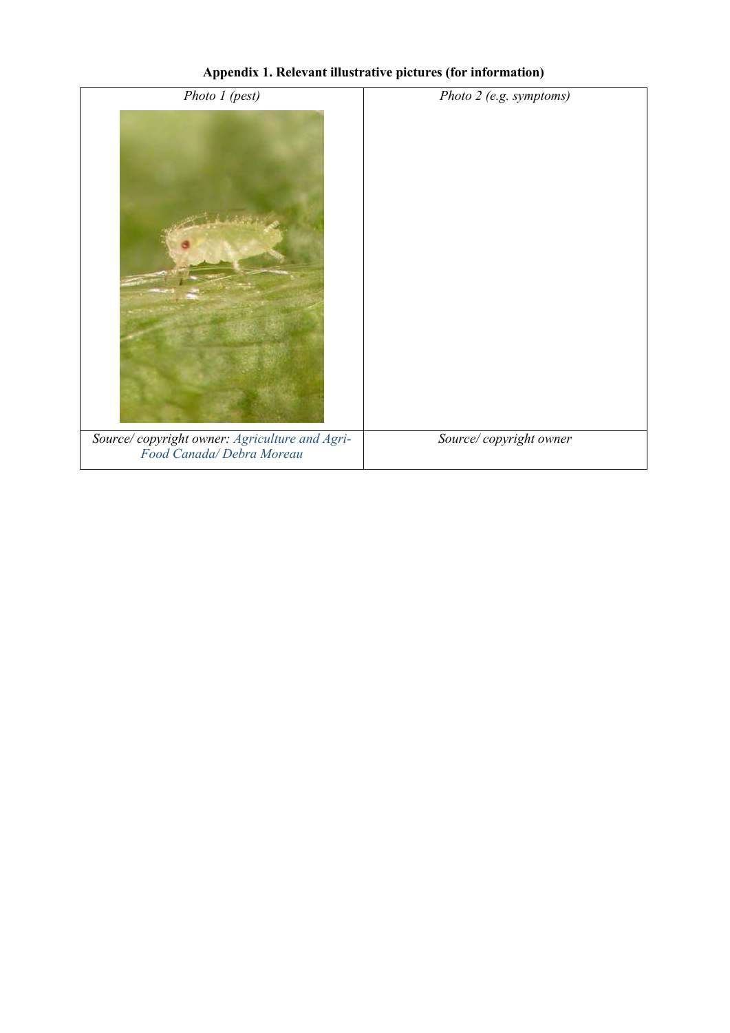**Appendix 1. Relevant illustrative pictures (for information)**

| *Photo 1 (pest)* | *Photo 2 (e.g. symptoms)* |
|---|---|
| | |
| *Source/ copyright owner: Agriculture and Agri-Food Canada/ Debra Moreau* | *Source/ copyright owner* |